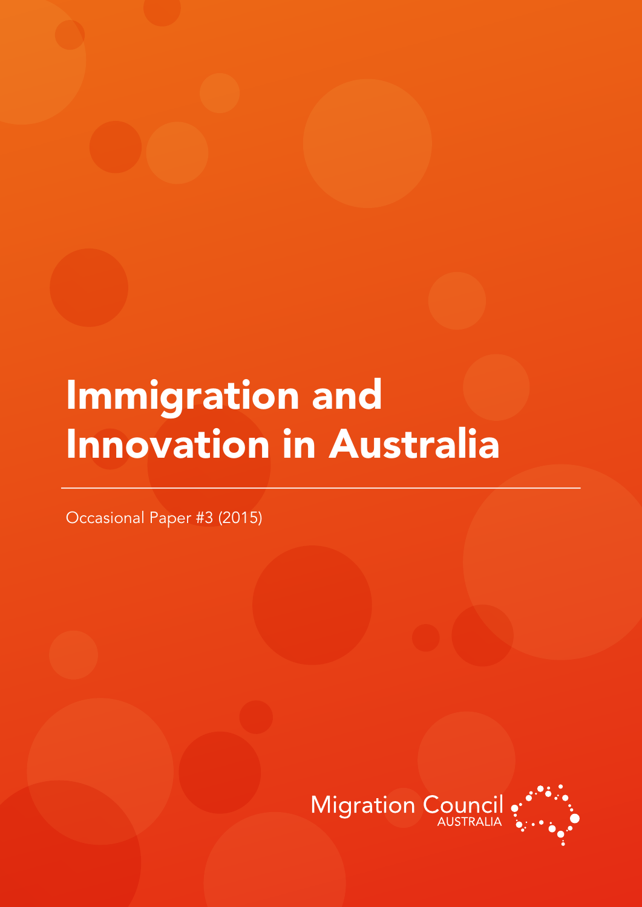# Immigration and Innovation in Australia

Occasional Paper #3 (2015)

Migration Council AUSTRALIA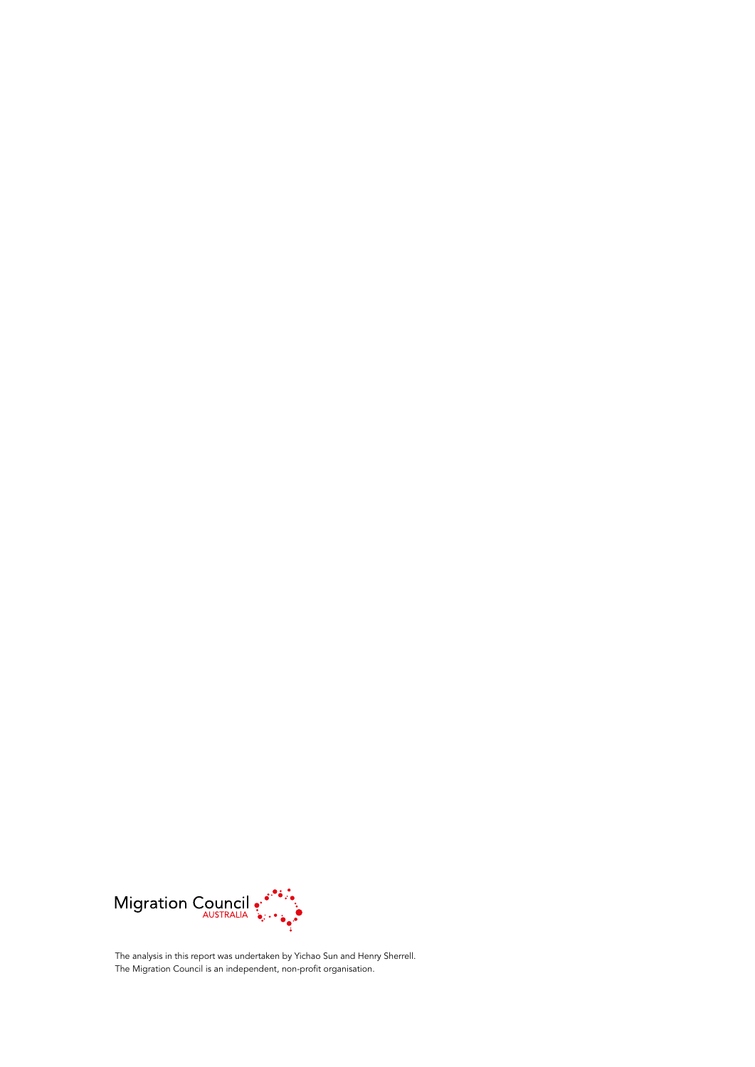Migration Council AUSTRALIA

The analysis in this report was undertaken by Yichao Sun and Henry Sherrell.
The Migration Council is an independent, non-profit organisation.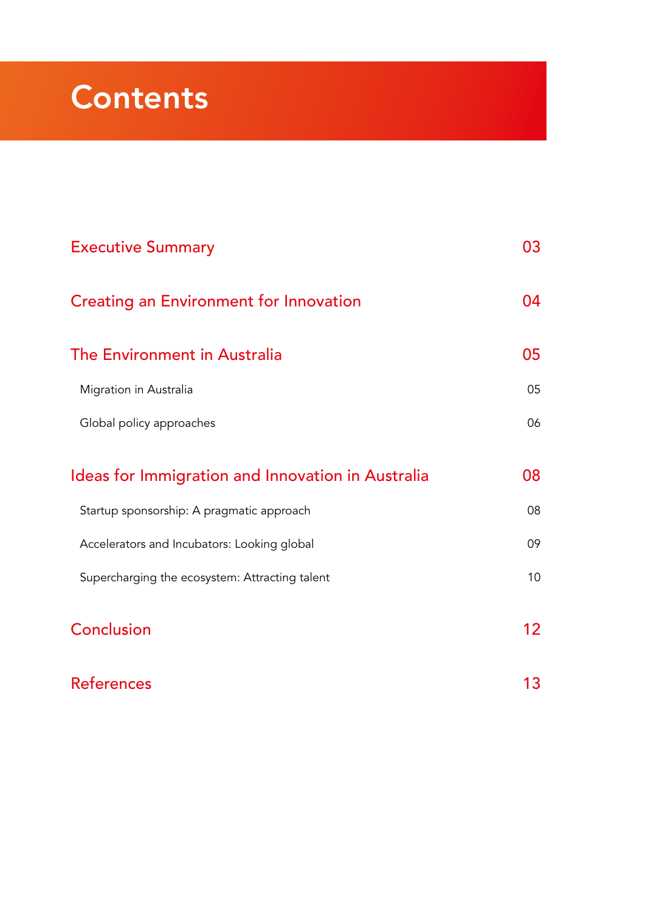# Contents

| | |
|---|---|
| **Executive Summary** | **03** |
| **Creating an Environment for Innovation** | **04** |
| **The Environment in Australia** | **05** |
| Migration in Australia | 05 |
| Global policy approaches | 06 |
| **Ideas for Immigration and Innovation in Australia** | **08** |
| Startup sponsorship: A pragmatic approach | 08 |
| Accelerators and Incubators: Looking global | 09 |
| Supercharging the ecosystem: Attracting talent | 10 |
| **Conclusion** | **12** |
| **References** | **13** |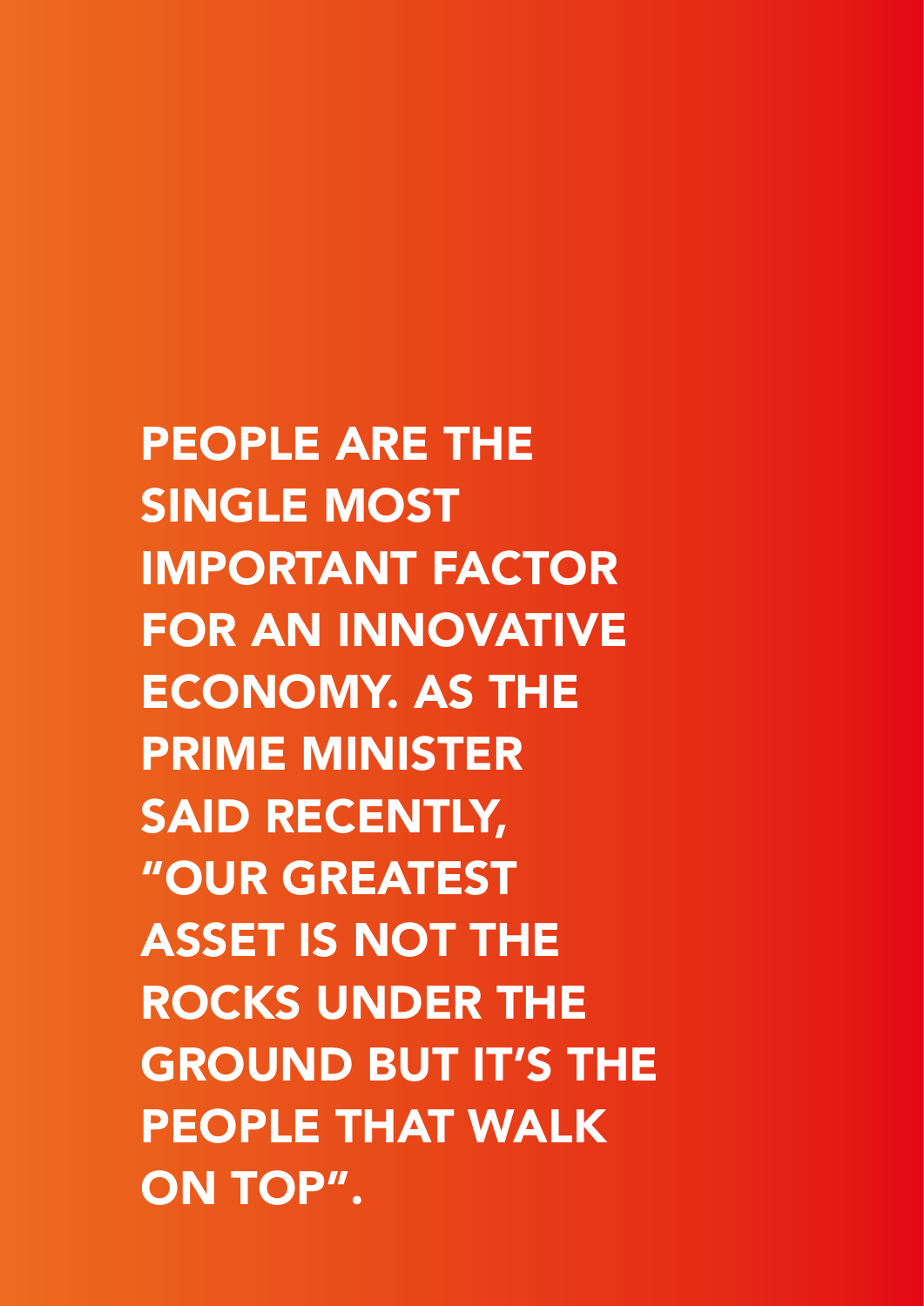**PEOPLE ARE THE SINGLE MOST IMPORTANT FACTOR FOR AN INNOVATIVE ECONOMY. AS THE PRIME MINISTER SAID RECENTLY, "OUR GREATEST ASSET IS NOT THE ROCKS UNDER THE GROUND BUT IT'S THE PEOPLE THAT WALK ON TOP".**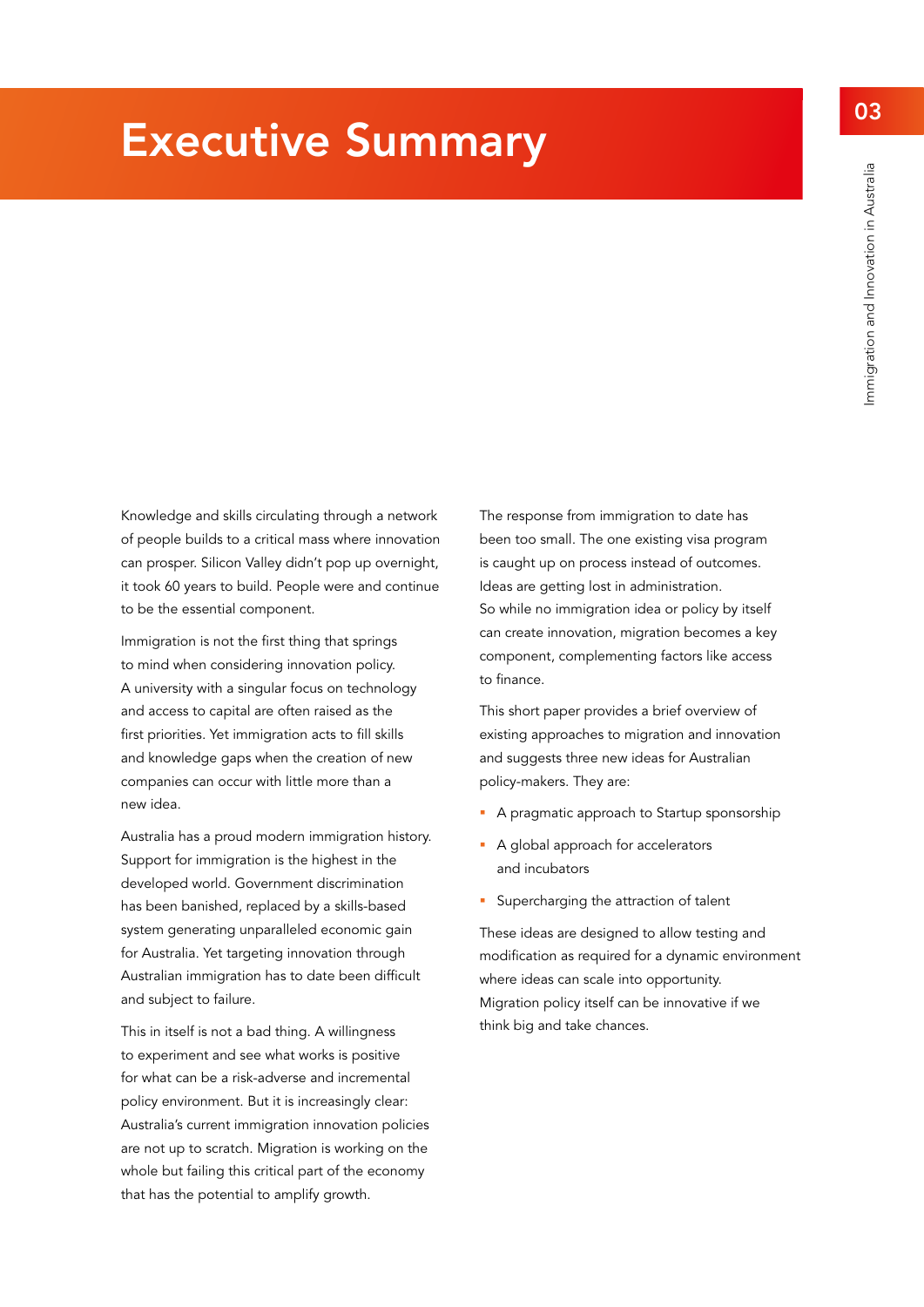# Executive Summary

Knowledge and skills circulating through a network of people builds to a critical mass where innovation can prosper. Silicon Valley didn't pop up overnight, it took 60 years to build. People were and continue to be the essential component.

Immigration is not the first thing that springs to mind when considering innovation policy. A university with a singular focus on technology and access to capital are often raised as the first priorities. Yet immigration acts to fill skills and knowledge gaps when the creation of new companies can occur with little more than a new idea.

Australia has a proud modern immigration history. Support for immigration is the highest in the developed world. Government discrimination has been banished, replaced by a skills-based system generating unparalleled economic gain for Australia. Yet targeting innovation through Australian immigration has to date been difficult and subject to failure.

This in itself is not a bad thing. A willingness to experiment and see what works is positive for what can be a risk-adverse and incremental policy environment. But it is increasingly clear: Australia's current immigration innovation policies are not up to scratch. Migration is working on the whole but failing this critical part of the economy that has the potential to amplify growth.

The response from immigration to date has been too small. The one existing visa program is caught up on process instead of outcomes. Ideas are getting lost in administration. So while no immigration idea or policy by itself can create innovation, migration becomes a key component, complementing factors like access to finance.

This short paper provides a brief overview of existing approaches to migration and innovation and suggests three new ideas for Australian policy-makers. They are:

- A pragmatic approach to Startup sponsorship
- A global approach for accelerators and incubators
- Supercharging the attraction of talent

These ideas are designed to allow testing and modification as required for a dynamic environment where ideas can scale into opportunity. Migration policy itself can be innovative if we think big and take chances.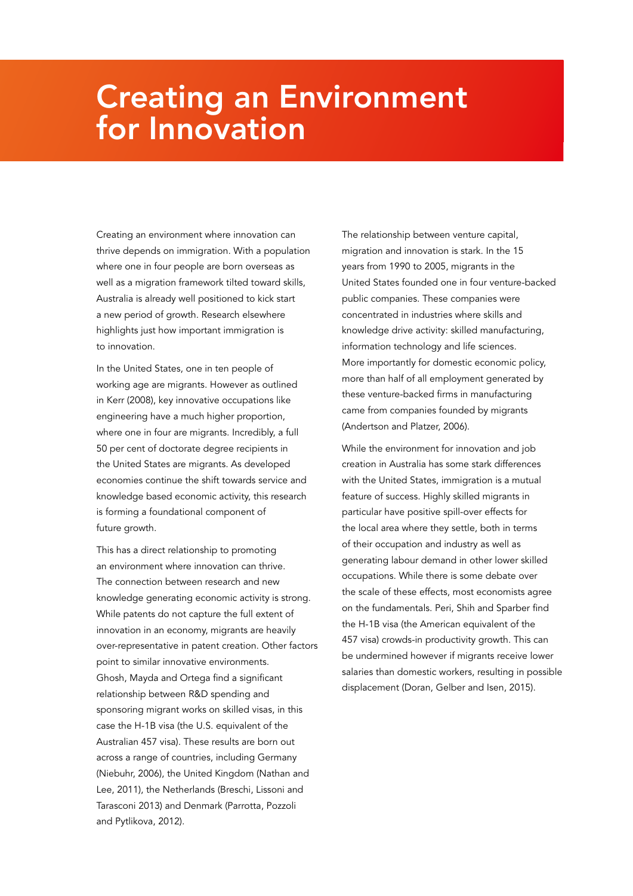# Creating an Environment for Innovation

Creating an environment where innovation can thrive depends on immigration. With a population where one in four people are born overseas as well as a migration framework tilted toward skills, Australia is already well positioned to kick start a new period of growth. Research elsewhere highlights just how important immigration is to innovation.

In the United States, one in ten people of working age are migrants. However as outlined in Kerr (2008), key innovative occupations like engineering have a much higher proportion, where one in four are migrants. Incredibly, a full 50 per cent of doctorate degree recipients in the United States are migrants. As developed economies continue the shift towards service and knowledge based economic activity, this research is forming a foundational component of future growth.

This has a direct relationship to promoting an environment where innovation can thrive. The connection between research and new knowledge generating economic activity is strong. While patents do not capture the full extent of innovation in an economy, migrants are heavily over-representative in patent creation. Other factors point to similar innovative environments. Ghosh, Mayda and Ortega find a significant relationship between R&D spending and sponsoring migrant works on skilled visas, in this case the H-1B visa (the U.S. equivalent of the Australian 457 visa). These results are born out across a range of countries, including Germany (Niebuhr, 2006), the United Kingdom (Nathan and Lee, 2011), the Netherlands (Breschi, Lissoni and Tarasconi 2013) and Denmark (Parrotta, Pozzoli and Pytlikova, 2012).

The relationship between venture capital, migration and innovation is stark. In the 15 years from 1990 to 2005, migrants in the United States founded one in four venture-backed public companies. These companies were concentrated in industries where skills and knowledge drive activity: skilled manufacturing, information technology and life sciences. More importantly for domestic economic policy, more than half of all employment generated by these venture-backed firms in manufacturing came from companies founded by migrants (Andertson and Platzer, 2006).

While the environment for innovation and job creation in Australia has some stark differences with the United States, immigration is a mutual feature of success. Highly skilled migrants in particular have positive spill-over effects for the local area where they settle, both in terms of their occupation and industry as well as generating labour demand in other lower skilled occupations. While there is some debate over the scale of these effects, most economists agree on the fundamentals. Peri, Shih and Sparber find the H-1B visa (the American equivalent of the 457 visa) crowds-in productivity growth. This can be undermined however if migrants receive lower salaries than domestic workers, resulting in possible displacement (Doran, Gelber and Isen, 2015).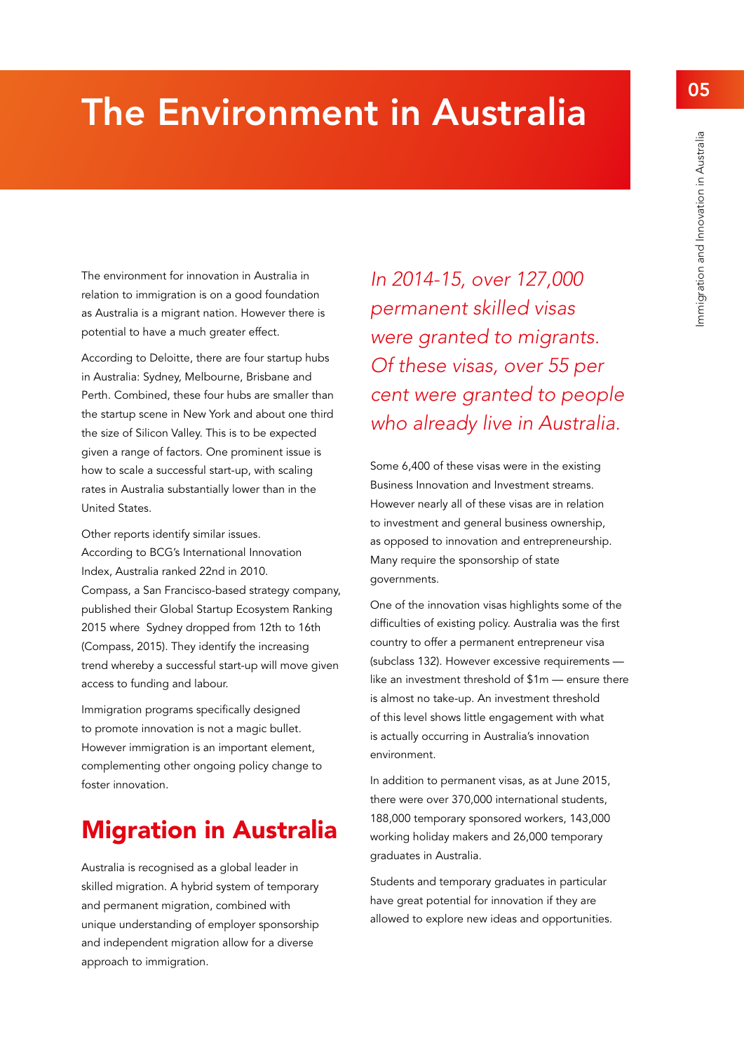# The Environment in Australia

The environment for innovation in Australia in relation to immigration is on a good foundation as Australia is a migrant nation. However there is potential to have a much greater effect.

According to Deloitte, there are four startup hubs in Australia: Sydney, Melbourne, Brisbane and Perth. Combined, these four hubs are smaller than the startup scene in New York and about one third the size of Silicon Valley. This is to be expected given a range of factors. One prominent issue is how to scale a successful start-up, with scaling rates in Australia substantially lower than in the United States.

Other reports identify similar issues. According to BCG's International Innovation Index, Australia ranked 22nd in 2010. Compass, a San Francisco-based strategy company, published their Global Startup Ecosystem Ranking 2015 where Sydney dropped from 12th to 16th (Compass, 2015). They identify the increasing trend whereby a successful start-up will move given access to funding and labour.

Immigration programs specifically designed to promote innovation is not a magic bullet. However immigration is an important element, complementing other ongoing policy change to foster innovation.

## Migration in Australia

Australia is recognised as a global leader in skilled migration. A hybrid system of temporary and permanent migration, combined with unique understanding of employer sponsorship and independent migration allow for a diverse approach to immigration.

*In 2014-15, over 127,000 permanent skilled visas were granted to migrants. Of these visas, over 55 per cent were granted to people who already live in Australia.*

Some 6,400 of these visas were in the existing Business Innovation and Investment streams. However nearly all of these visas are in relation to investment and general business ownership, as opposed to innovation and entrepreneurship. Many require the sponsorship of state governments.

One of the innovation visas highlights some of the difficulties of existing policy. Australia was the first country to offer a permanent entrepreneur visa (subclass 132). However excessive requirements — like an investment threshold of $1m — ensure there is almost no take-up. An investment threshold of this level shows little engagement with what is actually occurring in Australia's innovation environment.

In addition to permanent visas, as at June 2015, there were over 370,000 international students, 188,000 temporary sponsored workers, 143,000 working holiday makers and 26,000 temporary graduates in Australia.

Students and temporary graduates in particular have great potential for innovation if they are allowed to explore new ideas and opportunities.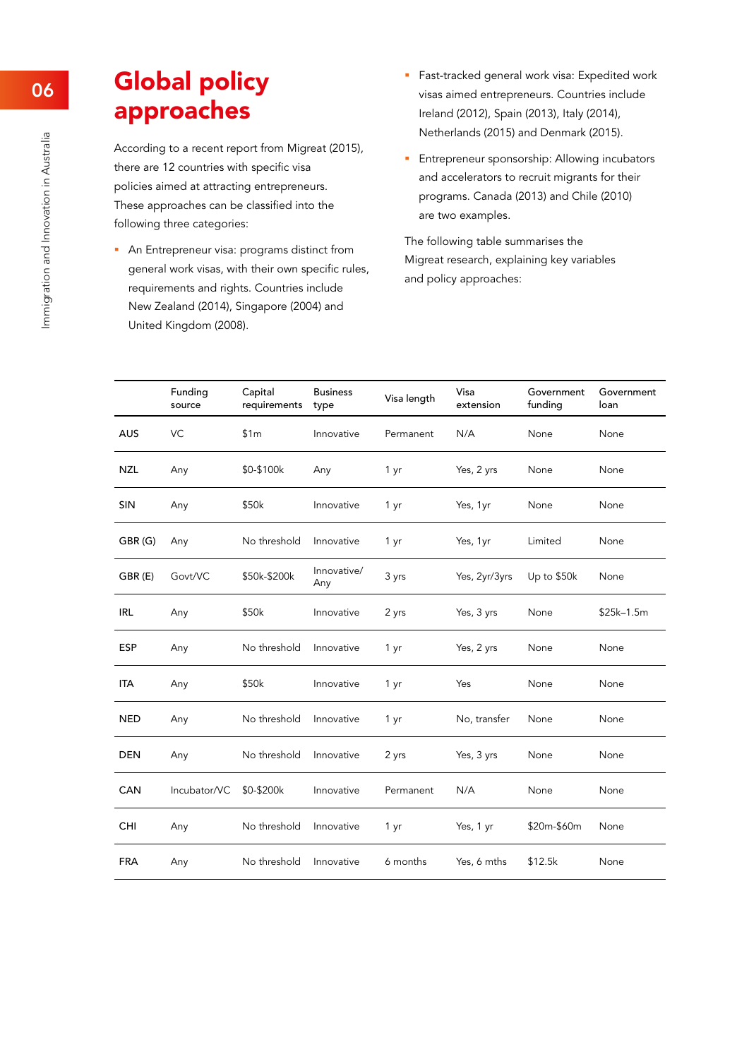# Global policy approaches

According to a recent report from Migreat (2015), there are 12 countries with specific visa policies aimed at attracting entrepreneurs. These approaches can be classified into the following three categories:

- An Entrepreneur visa: programs distinct from general work visas, with their own specific rules, requirements and rights. Countries include New Zealand (2014), Singapore (2004) and United Kingdom (2008).
- Fast-tracked general work visa: Expedited work visas aimed entrepreneurs. Countries include Ireland (2012), Spain (2013), Italy (2014), Netherlands (2015) and Denmark (2015).
- Entrepreneur sponsorship: Allowing incubators and accelerators to recruit migrants for their programs. Canada (2013) and Chile (2010) are two examples.

The following table summarises the Migreat research, explaining key variables and policy approaches:

| | Funding source | Capital requirements | Business type | Visa length | Visa extension | Government funding | Government loan |
|---|---|---|---|---|---|---|---|
| AUS | VC | $1m | Innovative | Permanent | N/A | None | None |
| NZL | Any | $0-$100k | Any | 1 yr | Yes, 2 yrs | None | None |
| SIN | Any | $50k | Innovative | 1 yr | Yes, 1yr | None | None |
| GBR (G) | Any | No threshold | Innovative | 1 yr | Yes, 1yr | Limited | None |
| GBR (E) | Govt/VC | $50k-$200k | Innovative/ Any | 3 yrs | Yes, 2yr/3yrs | Up to $50k | None |
| IRL | Any | $50k | Innovative | 2 yrs | Yes, 3 yrs | None | $25k–1.5m |
| ESP | Any | No threshold | Innovative | 1 yr | Yes, 2 yrs | None | None |
| ITA | Any | $50k | Innovative | 1 yr | Yes | None | None |
| NED | Any | No threshold | Innovative | 1 yr | No, transfer | None | None |
| DEN | Any | No threshold | Innovative | 2 yrs | Yes, 3 yrs | None | None |
| CAN | Incubator/VC | $0-$200k | Innovative | Permanent | N/A | None | None |
| CHI | Any | No threshold | Innovative | 1 yr | Yes, 1 yr | $20m-$60m | None |
| FRA | Any | No threshold | Innovative | 6 months | Yes, 6 mths | $12.5k | None |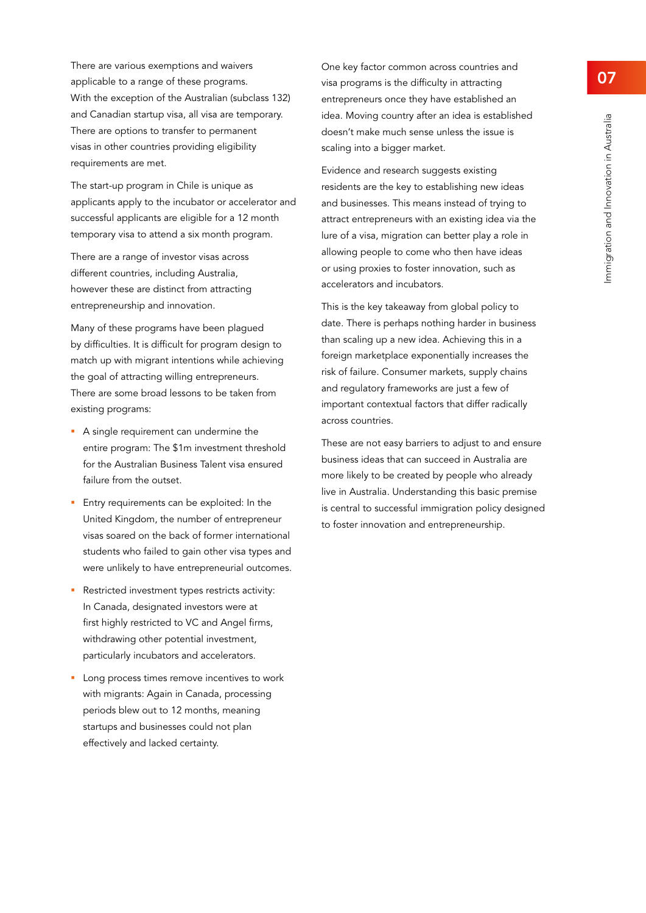There are various exemptions and waivers applicable to a range of these programs. With the exception of the Australian (subclass 132) and Canadian startup visa, all visa are temporary. There are options to transfer to permanent visas in other countries providing eligibility requirements are met.

The start-up program in Chile is unique as applicants apply to the incubator or accelerator and successful applicants are eligible for a 12 month temporary visa to attend a six month program.

There are a range of investor visas across different countries, including Australia, however these are distinct from attracting entrepreneurship and innovation.

Many of these programs have been plagued by difficulties. It is difficult for program design to match up with migrant intentions while achieving the goal of attracting willing entrepreneurs. There are some broad lessons to be taken from existing programs:

- A single requirement can undermine the entire program: The $1m investment threshold for the Australian Business Talent visa ensured failure from the outset.
- Entry requirements can be exploited: In the United Kingdom, the number of entrepreneur visas soared on the back of former international students who failed to gain other visa types and were unlikely to have entrepreneurial outcomes.
- Restricted investment types restricts activity: In Canada, designated investors were at first highly restricted to VC and Angel firms, withdrawing other potential investment, particularly incubators and accelerators.
- Long process times remove incentives to work with migrants: Again in Canada, processing periods blew out to 12 months, meaning startups and businesses could not plan effectively and lacked certainty.

One key factor common across countries and visa programs is the difficulty in attracting entrepreneurs once they have established an idea. Moving country after an idea is established doesn't make much sense unless the issue is scaling into a bigger market.

Evidence and research suggests existing residents are the key to establishing new ideas and businesses. This means instead of trying to attract entrepreneurs with an existing idea via the lure of a visa, migration can better play a role in allowing people to come who then have ideas or using proxies to foster innovation, such as accelerators and incubators.

This is the key takeaway from global policy to date. There is perhaps nothing harder in business than scaling up a new idea. Achieving this in a foreign marketplace exponentially increases the risk of failure. Consumer markets, supply chains and regulatory frameworks are just a few of important contextual factors that differ radically across countries.

These are not easy barriers to adjust to and ensure business ideas that can succeed in Australia are more likely to be created by people who already live in Australia. Understanding this basic premise is central to successful immigration policy designed to foster innovation and entrepreneurship.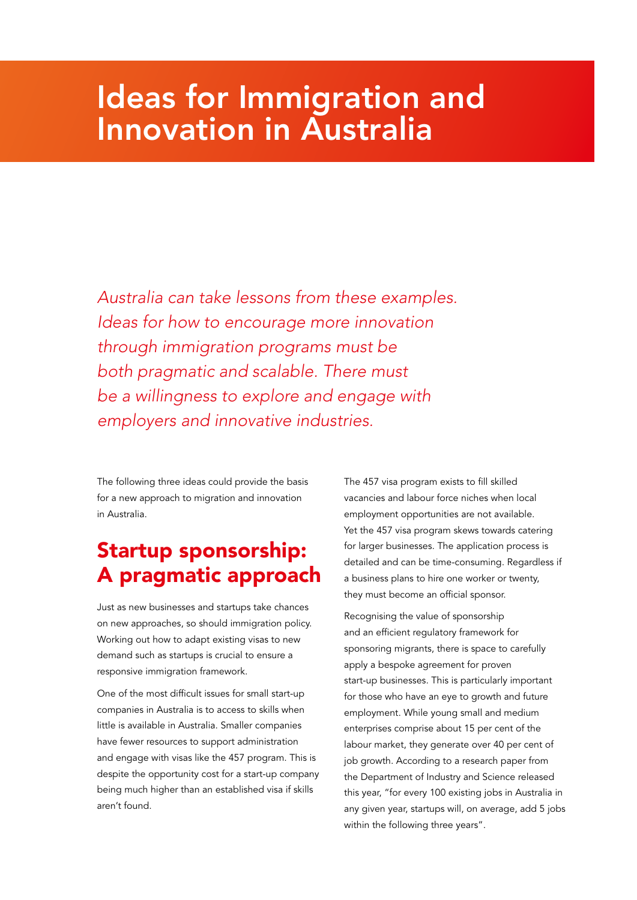# Ideas for Immigration and Innovation in Australia

*Australia can take lessons from these examples. Ideas for how to encourage more innovation through immigration programs must be both pragmatic and scalable. There must be a willingness to explore and engage with employers and innovative industries.*

The following three ideas could provide the basis for a new approach to migration and innovation in Australia.

## Startup sponsorship: A pragmatic approach

Just as new businesses and startups take chances on new approaches, so should immigration policy. Working out how to adapt existing visas to new demand such as startups is crucial to ensure a responsive immigration framework.

One of the most difficult issues for small start-up companies in Australia is to access to skills when little is available in Australia. Smaller companies have fewer resources to support administration and engage with visas like the 457 program. This is despite the opportunity cost for a start-up company being much higher than an established visa if skills aren't found.

The 457 visa program exists to fill skilled vacancies and labour force niches when local employment opportunities are not available. Yet the 457 visa program skews towards catering for larger businesses. The application process is detailed and can be time-consuming. Regardless if a business plans to hire one worker or twenty, they must become an official sponsor.

Recognising the value of sponsorship and an efficient regulatory framework for sponsoring migrants, there is space to carefully apply a bespoke agreement for proven start-up businesses. This is particularly important for those who have an eye to growth and future employment. While young small and medium enterprises comprise about 15 per cent of the labour market, they generate over 40 per cent of job growth. According to a research paper from the Department of Industry and Science released this year, "for every 100 existing jobs in Australia in any given year, startups will, on average, add 5 jobs within the following three years".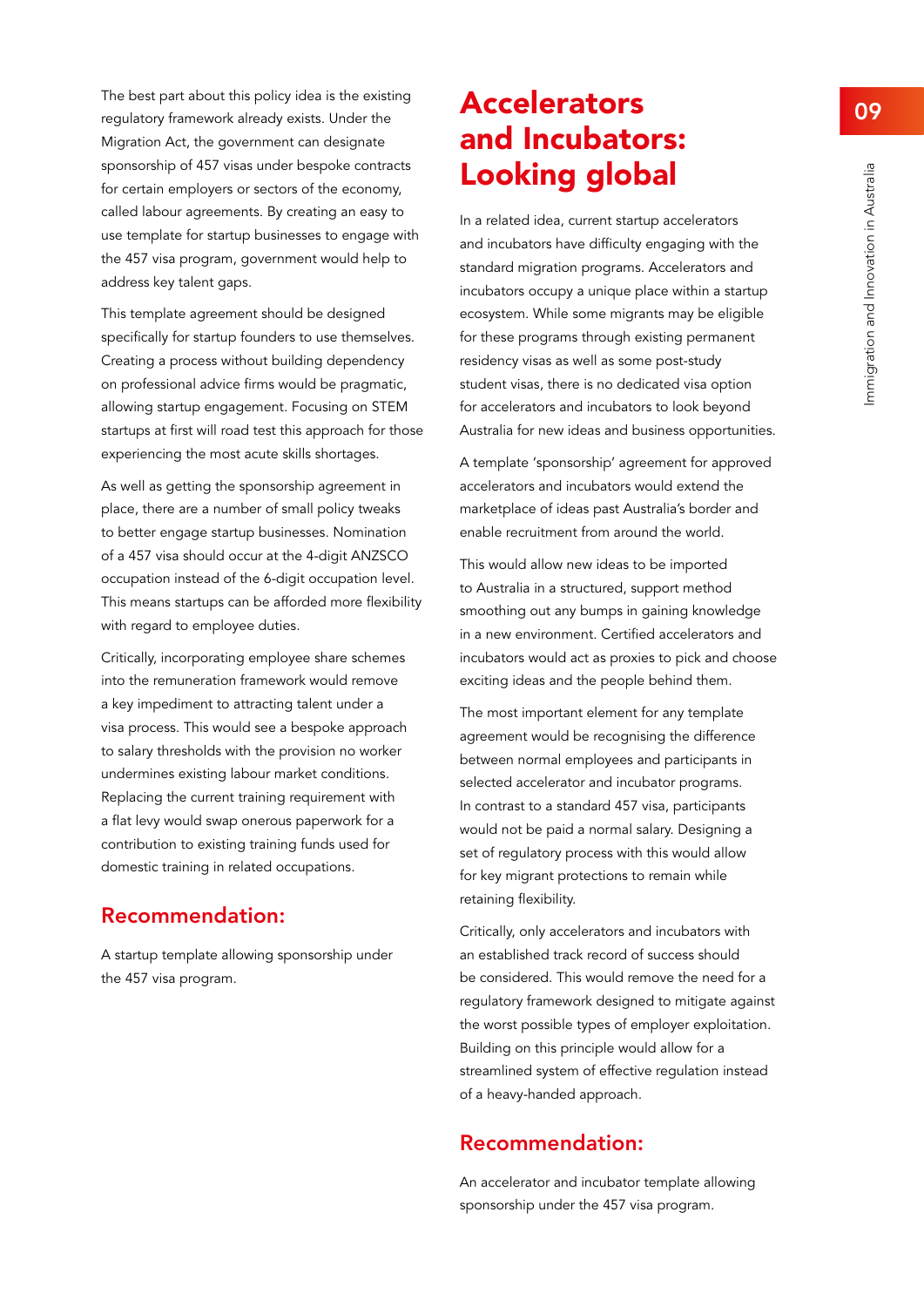The best part about this policy idea is the existing regulatory framework already exists. Under the Migration Act, the government can designate sponsorship of 457 visas under bespoke contracts for certain employers or sectors of the economy, called labour agreements. By creating an easy to use template for startup businesses to engage with the 457 visa program, government would help to address key talent gaps.

This template agreement should be designed specifically for startup founders to use themselves. Creating a process without building dependency on professional advice firms would be pragmatic, allowing startup engagement. Focusing on STEM startups at first will road test this approach for those experiencing the most acute skills shortages.

As well as getting the sponsorship agreement in place, there are a number of small policy tweaks to better engage startup businesses. Nomination of a 457 visa should occur at the 4-digit ANZSCO occupation instead of the 6-digit occupation level. This means startups can be afforded more flexibility with regard to employee duties.

Critically, incorporating employee share schemes into the remuneration framework would remove a key impediment to attracting talent under a visa process. This would see a bespoke approach to salary thresholds with the provision no worker undermines existing labour market conditions. Replacing the current training requirement with a flat levy would swap onerous paperwork for a contribution to existing training funds used for domestic training in related occupations.

## Recommendation:

A startup template allowing sponsorship under the 457 visa program.

# Accelerators and Incubators: Looking global

In a related idea, current startup accelerators and incubators have difficulty engaging with the standard migration programs. Accelerators and incubators occupy a unique place within a startup ecosystem. While some migrants may be eligible for these programs through existing permanent residency visas as well as some post-study student visas, there is no dedicated visa option for accelerators and incubators to look beyond Australia for new ideas and business opportunities.

A template 'sponsorship' agreement for approved accelerators and incubators would extend the marketplace of ideas past Australia's border and enable recruitment from around the world.

This would allow new ideas to be imported to Australia in a structured, support method smoothing out any bumps in gaining knowledge in a new environment. Certified accelerators and incubators would act as proxies to pick and choose exciting ideas and the people behind them.

The most important element for any template agreement would be recognising the difference between normal employees and participants in selected accelerator and incubator programs. In contrast to a standard 457 visa, participants would not be paid a normal salary. Designing a set of regulatory process with this would allow for key migrant protections to remain while retaining flexibility.

Critically, only accelerators and incubators with an established track record of success should be considered. This would remove the need for a regulatory framework designed to mitigate against the worst possible types of employer exploitation. Building on this principle would allow for a streamlined system of effective regulation instead of a heavy-handed approach.

## Recommendation:

An accelerator and incubator template allowing sponsorship under the 457 visa program.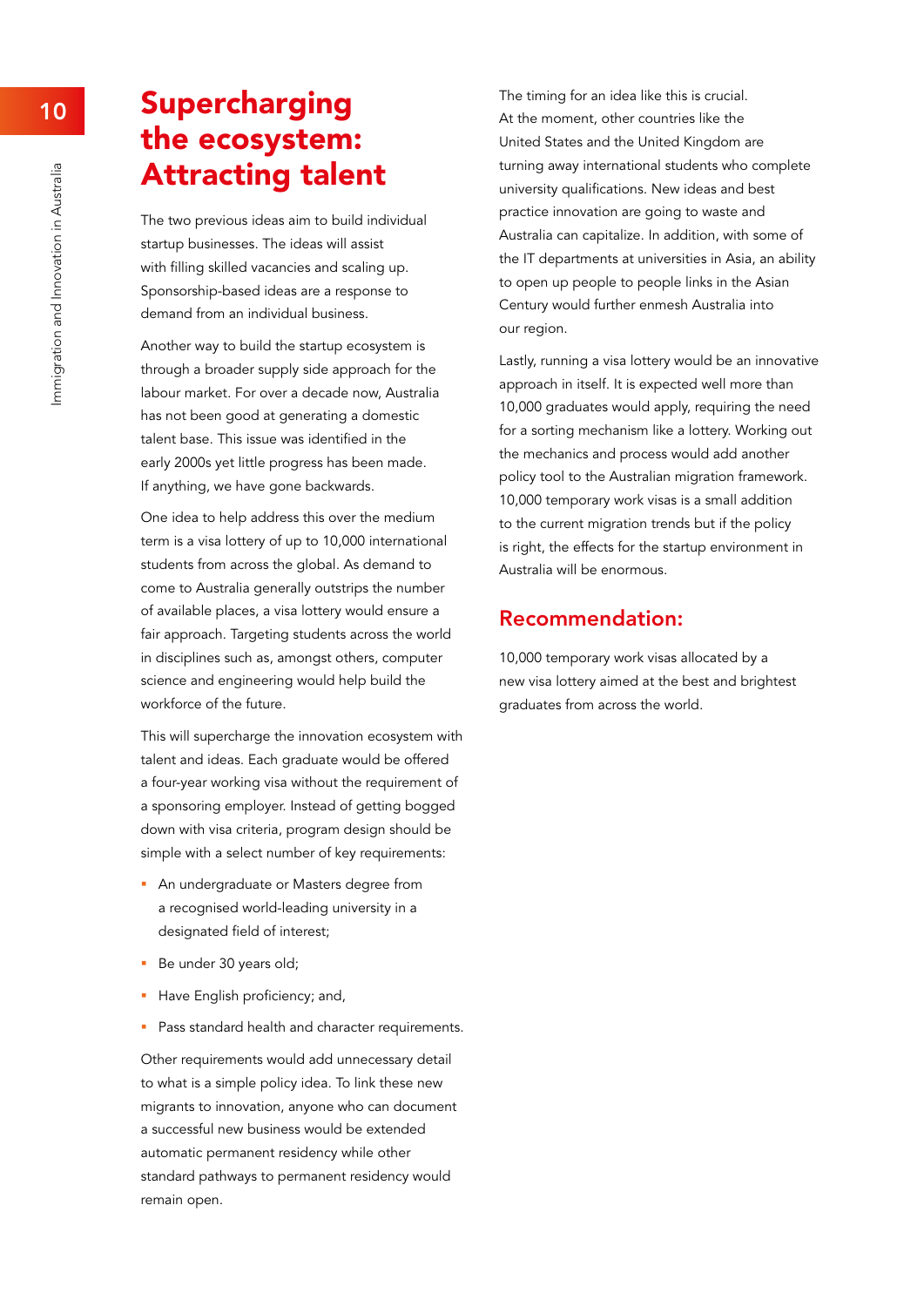# Supercharging the ecosystem: Attracting talent

The two previous ideas aim to build individual startup businesses. The ideas will assist with filling skilled vacancies and scaling up. Sponsorship-based ideas are a response to demand from an individual business.

Another way to build the startup ecosystem is through a broader supply side approach for the labour market. For over a decade now, Australia has not been good at generating a domestic talent base. This issue was identified in the early 2000s yet little progress has been made. If anything, we have gone backwards.

One idea to help address this over the medium term is a visa lottery of up to 10,000 international students from across the global. As demand to come to Australia generally outstrips the number of available places, a visa lottery would ensure a fair approach. Targeting students across the world in disciplines such as, amongst others, computer science and engineering would help build the workforce of the future.

This will supercharge the innovation ecosystem with talent and ideas. Each graduate would be offered a four-year working visa without the requirement of a sponsoring employer. Instead of getting bogged down with visa criteria, program design should be simple with a select number of key requirements:

- An undergraduate or Masters degree from a recognised world-leading university in a designated field of interest;
- Be under 30 years old;
- Have English proficiency; and,
- Pass standard health and character requirements.

Other requirements would add unnecessary detail to what is a simple policy idea. To link these new migrants to innovation, anyone who can document a successful new business would be extended automatic permanent residency while other standard pathways to permanent residency would remain open.

The timing for an idea like this is crucial. At the moment, other countries like the United States and the United Kingdom are turning away international students who complete university qualifications. New ideas and best practice innovation are going to waste and Australia can capitalize. In addition, with some of the IT departments at universities in Asia, an ability to open up people to people links in the Asian Century would further enmesh Australia into our region.

Lastly, running a visa lottery would be an innovative approach in itself. It is expected well more than 10,000 graduates would apply, requiring the need for a sorting mechanism like a lottery. Working out the mechanics and process would add another policy tool to the Australian migration framework. 10,000 temporary work visas is a small addition to the current migration trends but if the policy is right, the effects for the startup environment in Australia will be enormous.

## Recommendation:

10,000 temporary work visas allocated by a new visa lottery aimed at the best and brightest graduates from across the world.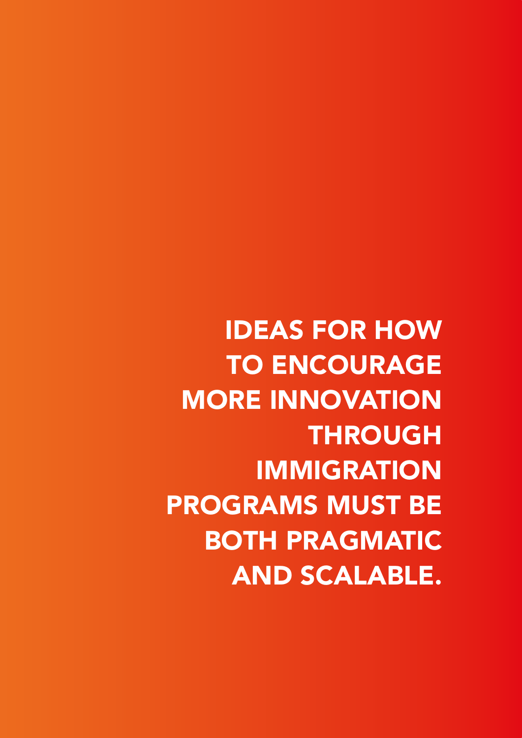**IDEAS FOR HOW TO ENCOURAGE MORE INNOVATION THROUGH IMMIGRATION PROGRAMS MUST BE BOTH PRAGMATIC AND SCALABLE.**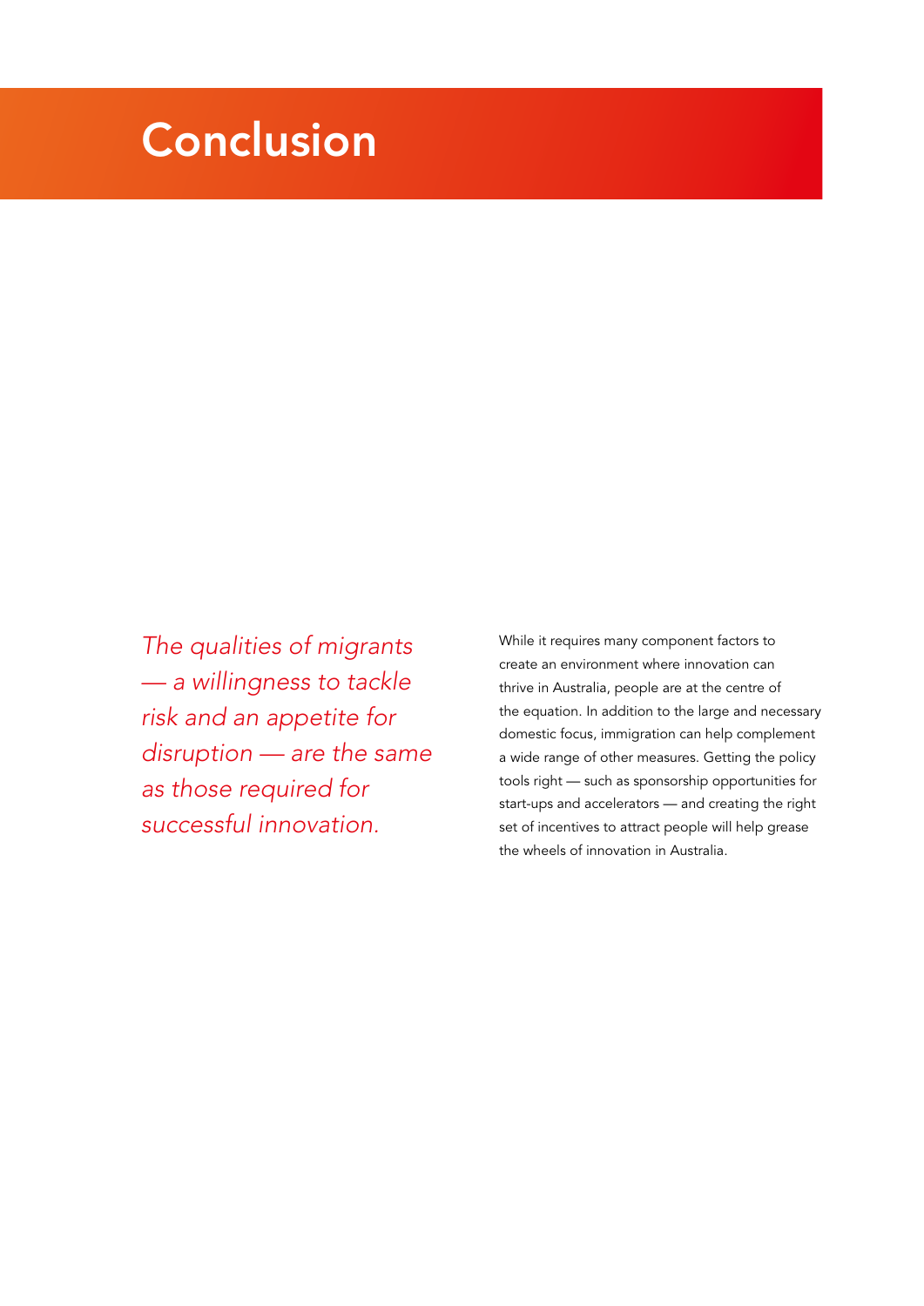# Conclusion

*The qualities of migrants — a willingness to tackle risk and an appetite for disruption — are the same as those required for successful innovation.*

While it requires many component factors to create an environment where innovation can thrive in Australia, people are at the centre of the equation. In addition to the large and necessary domestic focus, immigration can help complement a wide range of other measures. Getting the policy tools right — such as sponsorship opportunities for start-ups and accelerators — and creating the right set of incentives to attract people will help grease the wheels of innovation in Australia.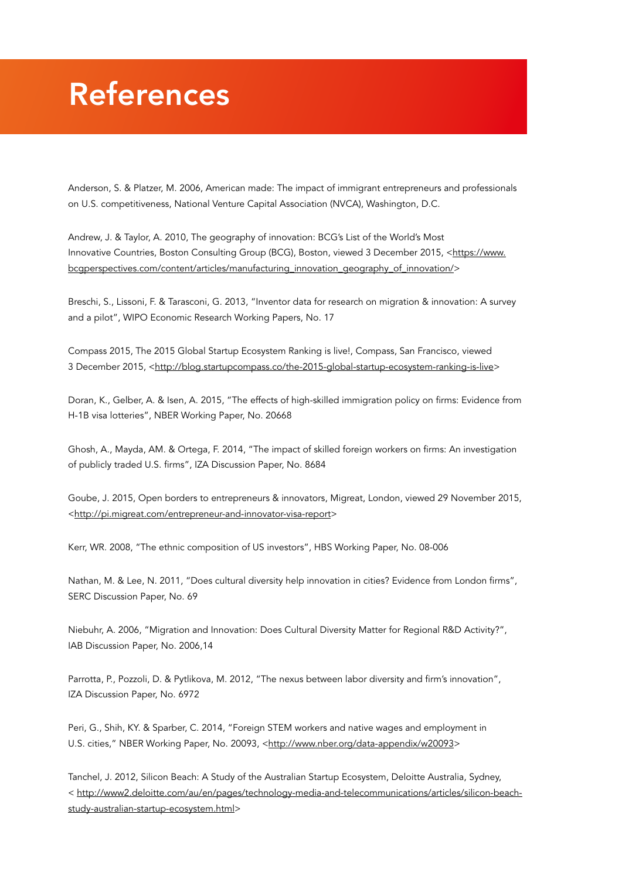# References

Anderson, S. & Platzer, M. 2006, American made: The impact of immigrant entrepreneurs and professionals on U.S. competitiveness, National Venture Capital Association (NVCA), Washington, D.C.

Andrew, J. & Taylor, A. 2010, The geography of innovation: BCG's List of the World's Most Innovative Countries, Boston Consulting Group (BCG), Boston, viewed 3 December 2015, <https://www.bcgperspectives.com/content/articles/manufacturing_innovation_geography_of_innovation/>

Breschi, S., Lissoni, F. & Tarasconi, G. 2013, "Inventor data for research on migration & innovation: A survey and a pilot", WIPO Economic Research Working Papers, No. 17

Compass 2015, The 2015 Global Startup Ecosystem Ranking is live!, Compass, San Francisco, viewed 3 December 2015, <http://blog.startupcompass.co/the-2015-global-startup-ecosystem-ranking-is-live>

Doran, K., Gelber, A. & Isen, A. 2015, "The effects of high-skilled immigration policy on firms: Evidence from H-1B visa lotteries", NBER Working Paper, No. 20668

Ghosh, A., Mayda, AM. & Ortega, F. 2014, "The impact of skilled foreign workers on firms: An investigation of publicly traded U.S. firms", IZA Discussion Paper, No. 8684

Goube, J. 2015, Open borders to entrepreneurs & innovators, Migreat, London, viewed 29 November 2015, <http://pi.migreat.com/entrepreneur-and-innovator-visa-report>

Kerr, WR. 2008, "The ethnic composition of US investors", HBS Working Paper, No. 08-006

Nathan, M. & Lee, N. 2011, "Does cultural diversity help innovation in cities? Evidence from London firms", SERC Discussion Paper, No. 69

Niebuhr, A. 2006, "Migration and Innovation: Does Cultural Diversity Matter for Regional R&D Activity?", IAB Discussion Paper, No. 2006,14

Parrotta, P., Pozzoli, D. & Pytlikova, M. 2012, "The nexus between labor diversity and firm's innovation", IZA Discussion Paper, No. 6972

Peri, G., Shih, KY. & Sparber, C. 2014, "Foreign STEM workers and native wages and employment in U.S. cities," NBER Working Paper, No. 20093, <http://www.nber.org/data-appendix/w20093>

Tanchel, J. 2012, Silicon Beach: A Study of the Australian Startup Ecosystem, Deloitte Australia, Sydney, < http://www2.deloitte.com/au/en/pages/technology-media-and-telecommunications/articles/silicon-beach-study-australian-startup-ecosystem.html>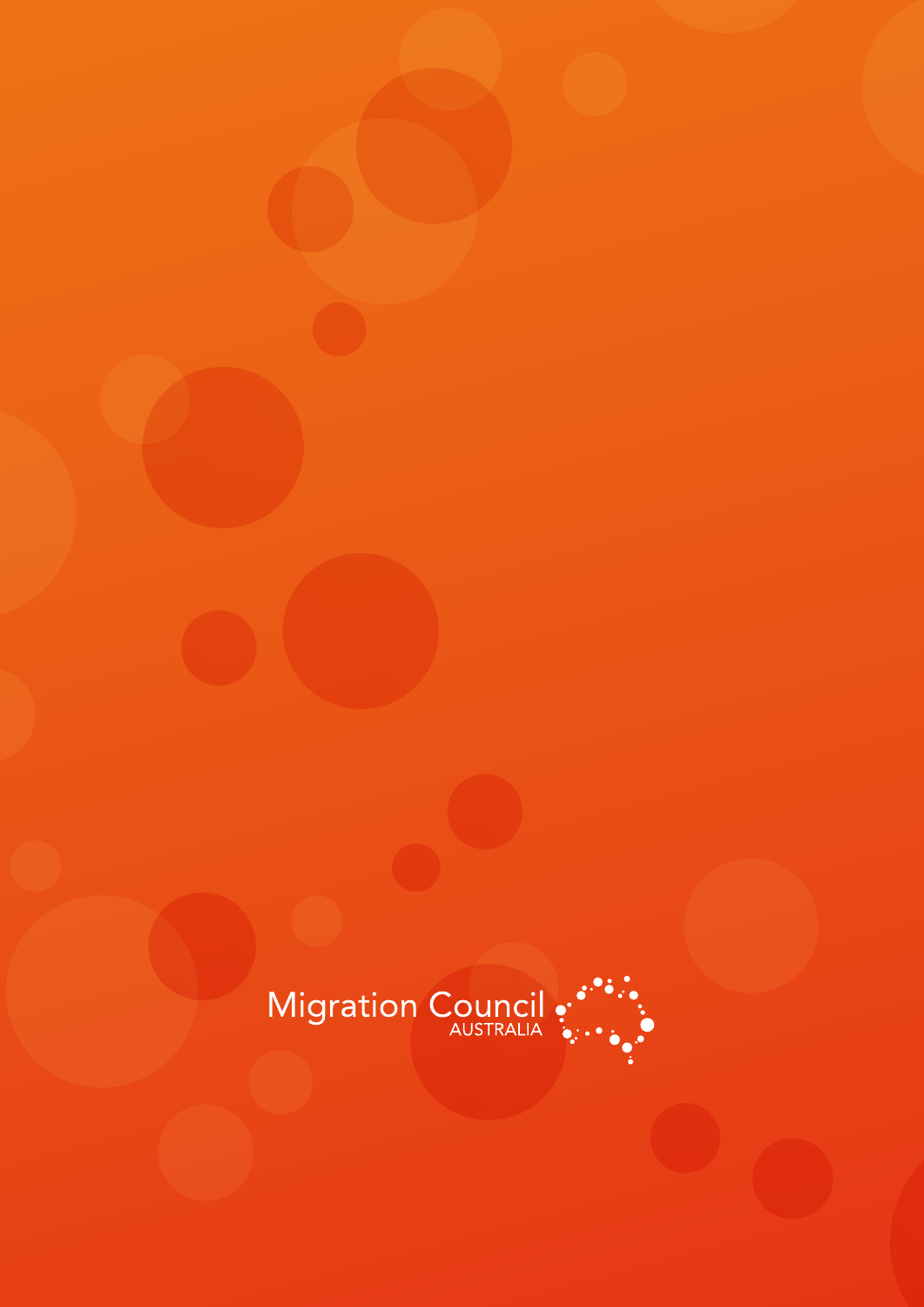Migration Council
AUSTRALIA